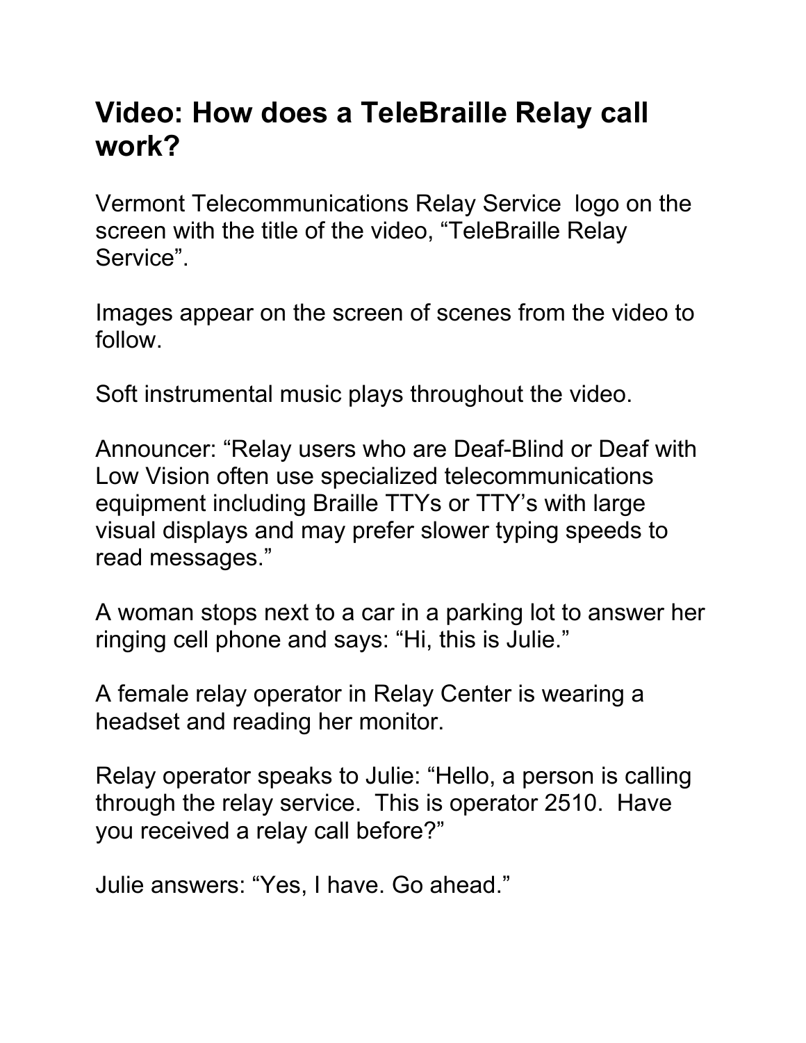# Video: How does a TeleBraille Relay call work?

Vermont Telecommunications Relay Service logo on the screen with the title of the video, “TeleBraille Relay Service”.

Images appear on the screen of scenes from the video to follow.

Soft instrumental music plays throughout the video.

Announcer: “Relay users who are Deaf-Blind or Deaf with Low Vision often use specialized telecommunications equipment including Braille TTYs or TTY’s with large visual displays and may prefer slower typing speeds to read messages.”

A woman stops next to a car in a parking lot to answer her ringing cell phone and says: “Hi, this is Julie.”

A female relay operator in Relay Center is wearing a headset and reading her monitor.

Relay operator speaks to Julie: “Hello, a person is calling through the relay service. This is operator 2510. Have you received a relay call before?”

Julie answers: “Yes, I have. Go ahead.”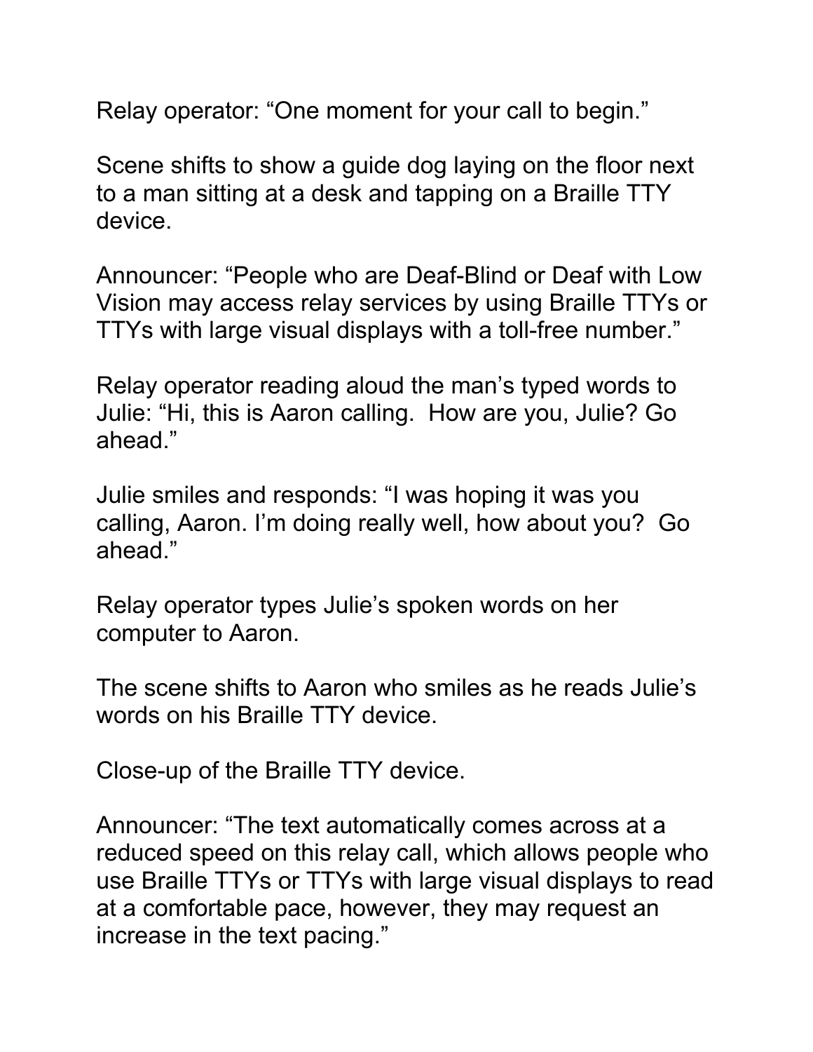Relay operator: “One moment for your call to begin.”

Scene shifts to show a guide dog laying on the floor next to a man sitting at a desk and tapping on a Braille TTY device.

Announcer: “People who are Deaf-Blind or Deaf with Low Vision may access relay services by using Braille TTYs or TTYs with large visual displays with a toll-free number.”

Relay operator reading aloud the man’s typed words to Julie: “Hi, this is Aaron calling. How are you, Julie? Go ahead.”

Julie smiles and responds: “I was hoping it was you calling, Aaron. I’m doing really well, how about you? Go ahead.”

Relay operator types Julie’s spoken words on her computer to Aaron.

The scene shifts to Aaron who smiles as he reads Julie’s words on his Braille TTY device.

Close-up of the Braille TTY device.

Announcer: “The text automatically comes across at a reduced speed on this relay call, which allows people who use Braille TTYs or TTYs with large visual displays to read at a comfortable pace, however, they may request an increase in the text pacing.”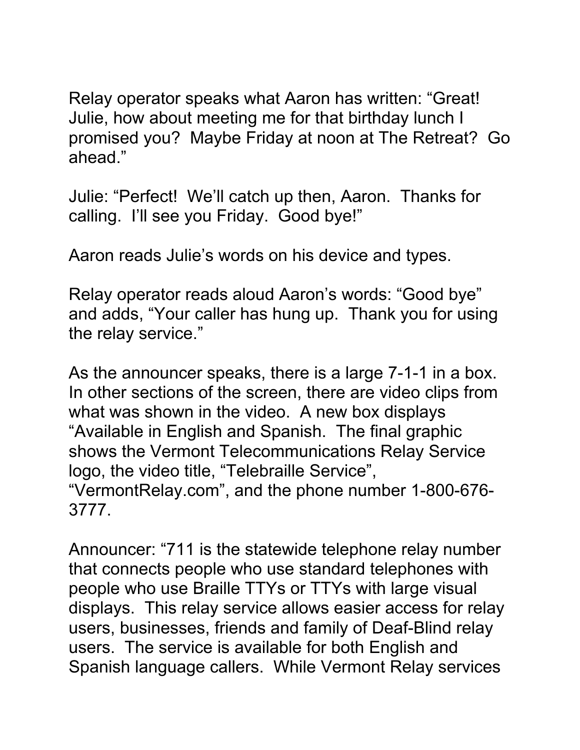Relay operator speaks what Aaron has written: “Great! Julie, how about meeting me for that birthday lunch I promised you? Maybe Friday at noon at The Retreat? Go ahead.”

Julie: “Perfect! We’ll catch up then, Aaron. Thanks for calling. I’ll see you Friday. Good bye!”

Aaron reads Julie’s words on his device and types.

Relay operator reads aloud Aaron’s words: “Good bye” and adds, “Your caller has hung up. Thank you for using the relay service.”

As the announcer speaks, there is a large 7-1-1 in a box. In other sections of the screen, there are video clips from what was shown in the video. A new box displays “Available in English and Spanish. The final graphic shows the Vermont Telecommunications Relay Service logo, the video title, “Telebraille Service”, “VermontRelay.com”, and the phone number 1-800-676-3777.

Announcer: “711 is the statewide telephone relay number that connects people who use standard telephones with people who use Braille TTYs or TTYs with large visual displays. This relay service allows easier access for relay users, businesses, friends and family of Deaf-Blind relay users. The service is available for both English and Spanish language callers. While Vermont Relay services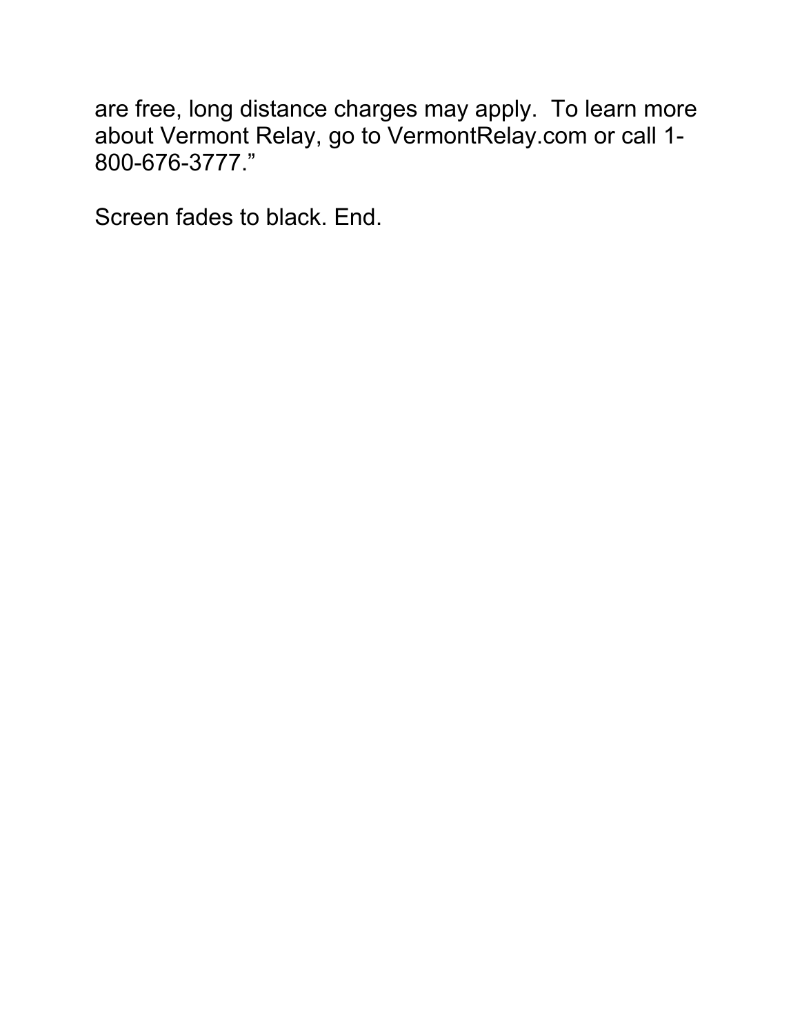are free, long distance charges may apply.  To learn more about Vermont Relay, go to VermontRelay.com or call 1-800-676-3777."

Screen fades to black. End.